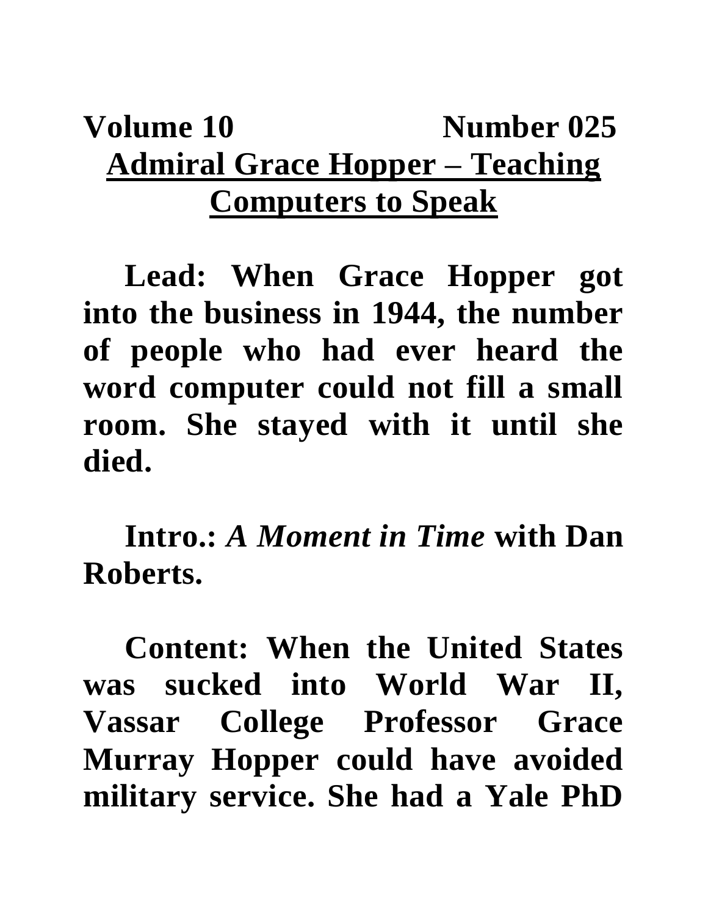**Volume 10 Number 025**

# Admiral Grace Hopper – Teaching Computers to Speak

**Lead: When Grace Hopper got into the business in 1944, the number of people who had ever heard the word computer could not fill a small room. She stayed with it until she died.**

**Intro.: *A Moment in Time* with Dan Roberts.**

**Content: When the United States was sucked into World War II, Vassar College Professor Grace Murray Hopper could have avoided military service. She had a Yale PhD**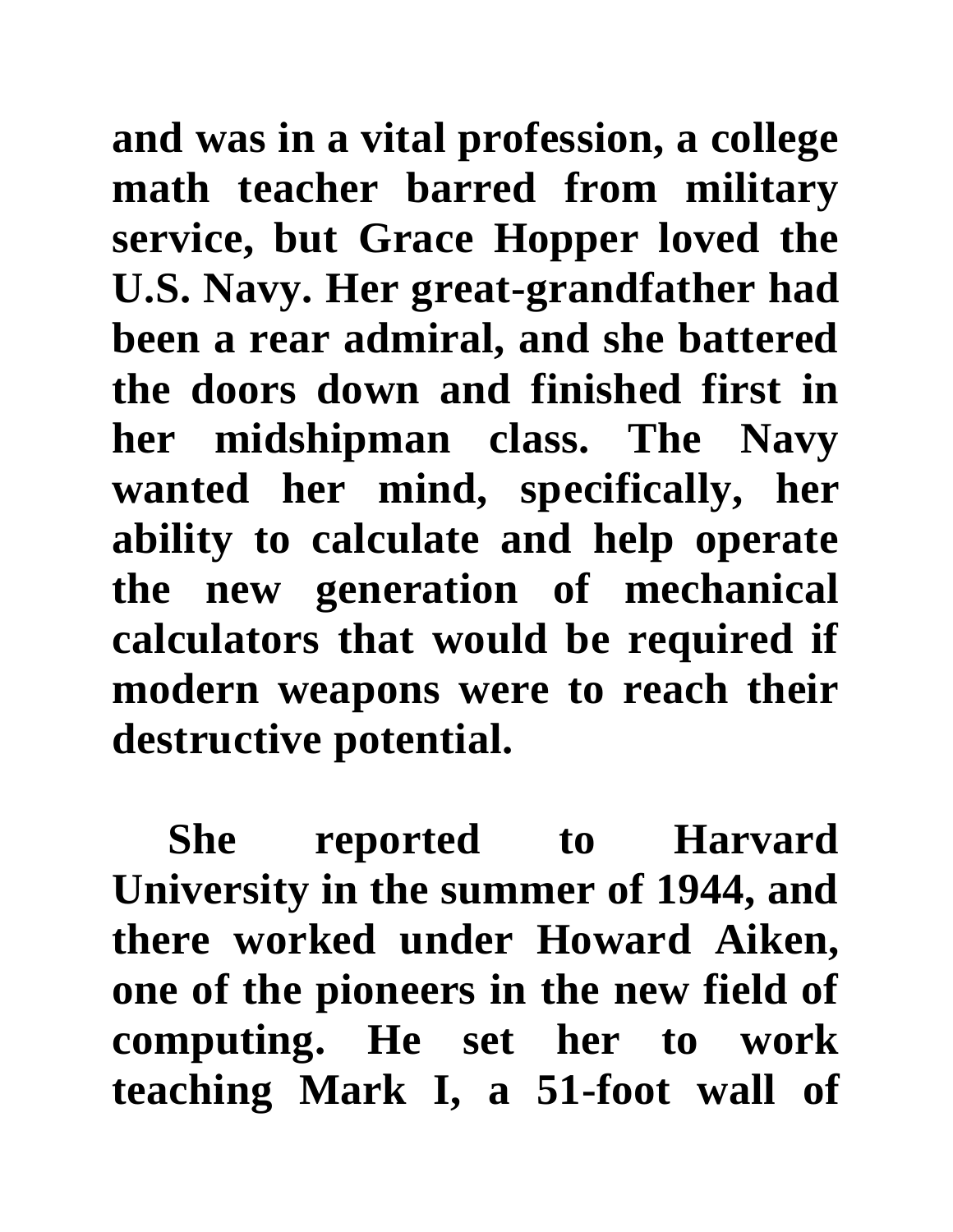and was in a vital profession, a college math teacher barred from military service, but Grace Hopper loved the U.S. Navy. Her great-grandfather had been a rear admiral, and she battered the doors down and finished first in her midshipman class. The Navy wanted her mind, specifically, her ability to calculate and help operate the new generation of mechanical calculators that would be required if modern weapons were to reach their destructive potential.

She reported to Harvard University in the summer of 1944, and there worked under Howard Aiken, one of the pioneers in the new field of computing. He set her to work teaching Mark I, a 51-foot wall of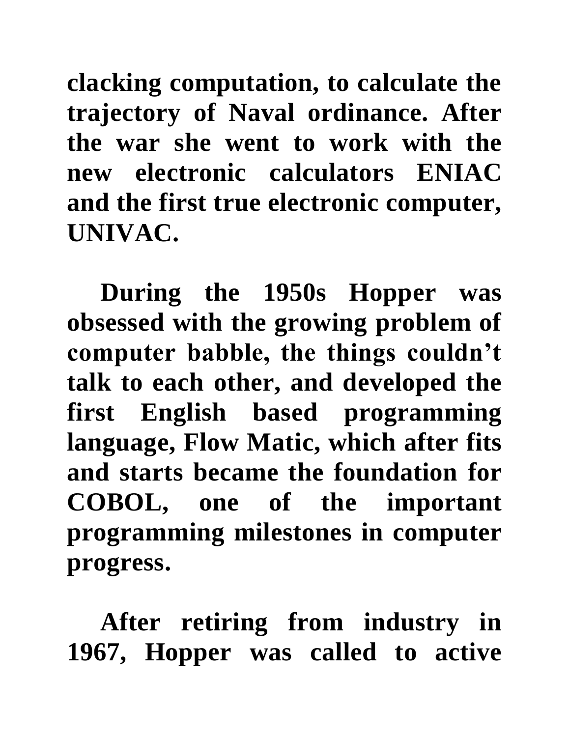**clacking computation, to calculate the trajectory of Naval ordinance. After the war she went to work with the new electronic calculators ENIAC and the first true electronic computer, UNIVAC.**

**During the 1950s Hopper was obsessed with the growing problem of computer babble, the things couldn't talk to each other, and developed the first English based programming language, Flow Matic, which after fits and starts became the foundation for COBOL, one of the important programming milestones in computer progress.**

**After retiring from industry in 1967, Hopper was called to active**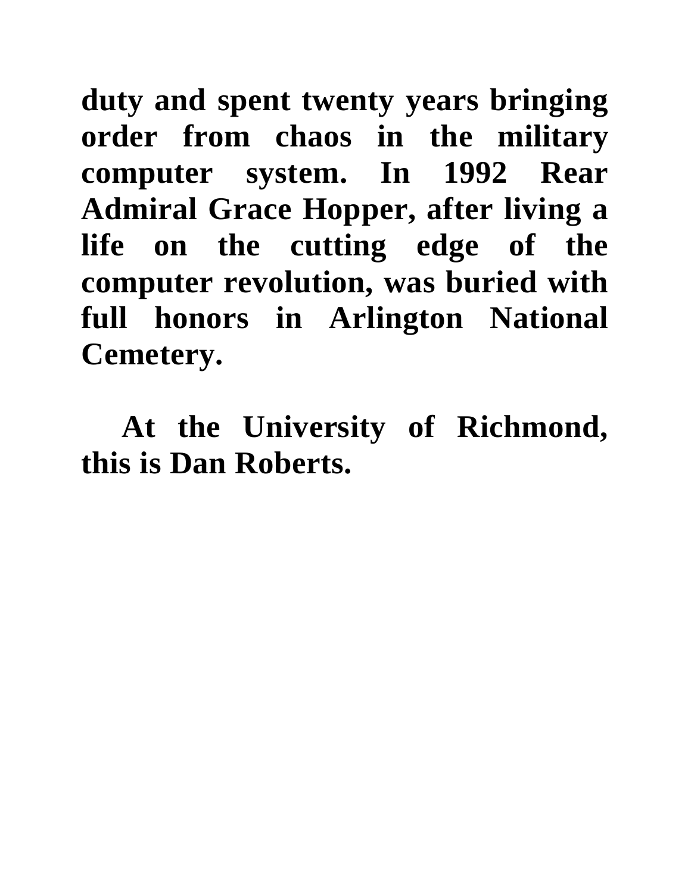**duty and spent twenty years bringing order from chaos in the military computer system. In 1992 Rear Admiral Grace Hopper, after living a life on the cutting edge of the computer revolution, was buried with full honors in Arlington National Cemetery.**

**At the University of Richmond, this is Dan Roberts.**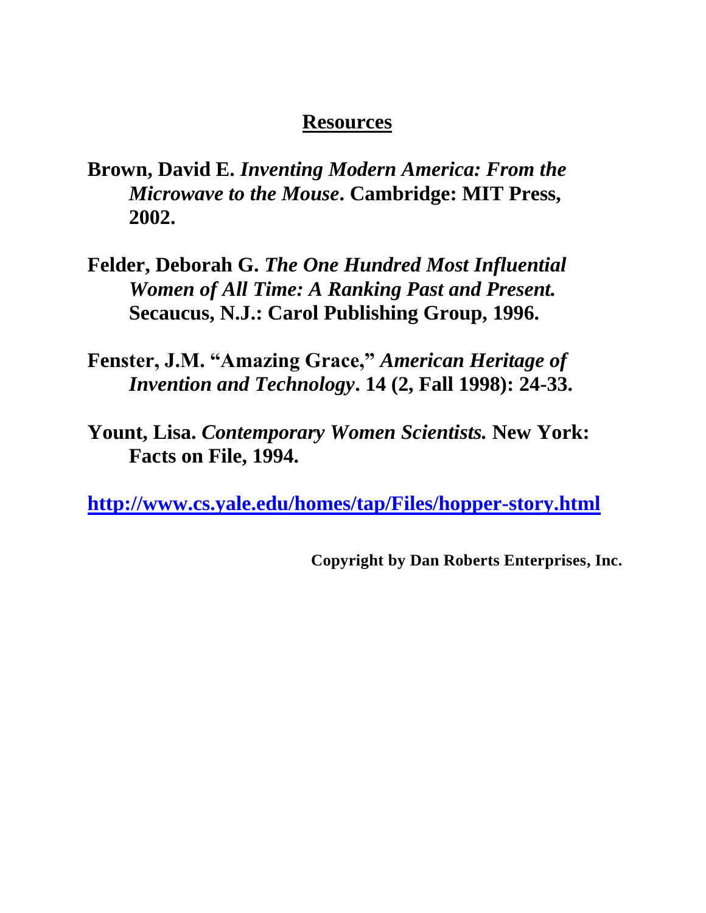## Resources

**Brown, David E. *Inventing Modern America: From the Microwave to the Mouse*. Cambridge: MIT Press, 2002.**

**Felder, Deborah G. *The One Hundred Most Influential Women of All Time: A Ranking Past and Present.* Secaucus, N.J.: Carol Publishing Group, 1996.**

**Fenster, J.M. "Amazing Grace," *American Heritage of Invention and Technology*. 14 (2, Fall 1998): 24-33.**

**Yount, Lisa. *Contemporary Women Scientists.* New York: Facts on File, 1994.**

**http://www.cs.yale.edu/homes/tap/Files/hopper-story.html**

**Copyright by Dan Roberts Enterprises, Inc.**